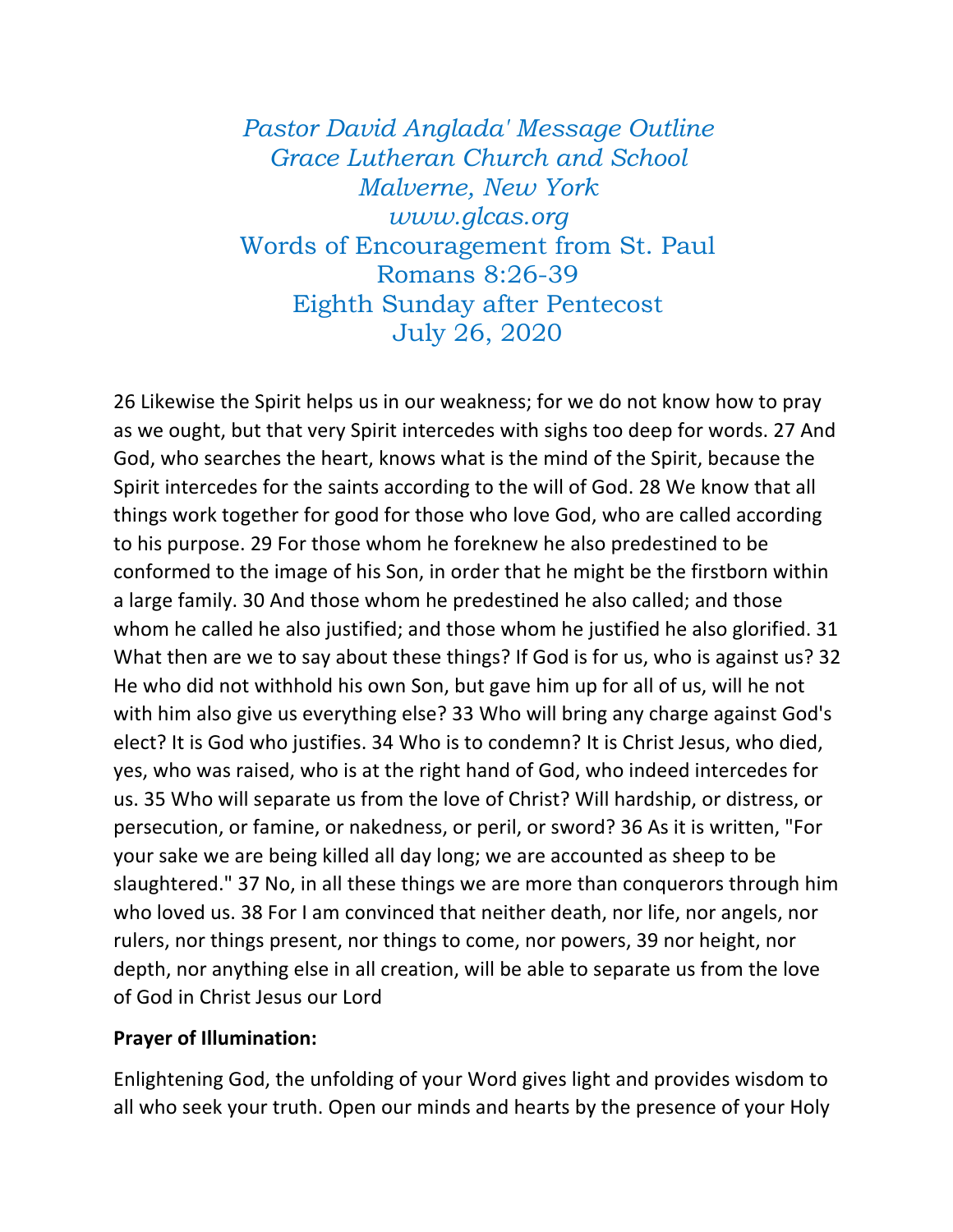*Pastor David Anglada' Message Outline*
*Grace Lutheran Church and School*
*Malverne, New York*
*www.glcas.org*

Words of Encouragement from St. Paul
Romans 8:26-39
Eighth Sunday after Pentecost
July 26, 2020

26 Likewise the Spirit helps us in our weakness; for we do not know how to pray as we ought, but that very Spirit intercedes with sighs too deep for words. 27 And God, who searches the heart, knows what is the mind of the Spirit, because the Spirit intercedes for the saints according to the will of God. 28 We know that all things work together for good for those who love God, who are called according to his purpose. 29 For those whom he foreknew he also predestined to be conformed to the image of his Son, in order that he might be the firstborn within a large family. 30 And those whom he predestined he also called; and those whom he called he also justified; and those whom he justified he also glorified. 31 What then are we to say about these things? If God is for us, who is against us? 32 He who did not withhold his own Son, but gave him up for all of us, will he not with him also give us everything else? 33 Who will bring any charge against God's elect? It is God who justifies. 34 Who is to condemn? It is Christ Jesus, who died, yes, who was raised, who is at the right hand of God, who indeed intercedes for us. 35 Who will separate us from the love of Christ? Will hardship, or distress, or persecution, or famine, or nakedness, or peril, or sword? 36 As it is written, "For your sake we are being killed all day long; we are accounted as sheep to be slaughtered." 37 No, in all these things we are more than conquerors through him who loved us. 38 For I am convinced that neither death, nor life, nor angels, nor rulers, nor things present, nor things to come, nor powers, 39 nor height, nor depth, nor anything else in all creation, will be able to separate us from the love of God in Christ Jesus our Lord

**Prayer of Illumination:**

Enlightening God, the unfolding of your Word gives light and provides wisdom to all who seek your truth. Open our minds and hearts by the presence of your Holy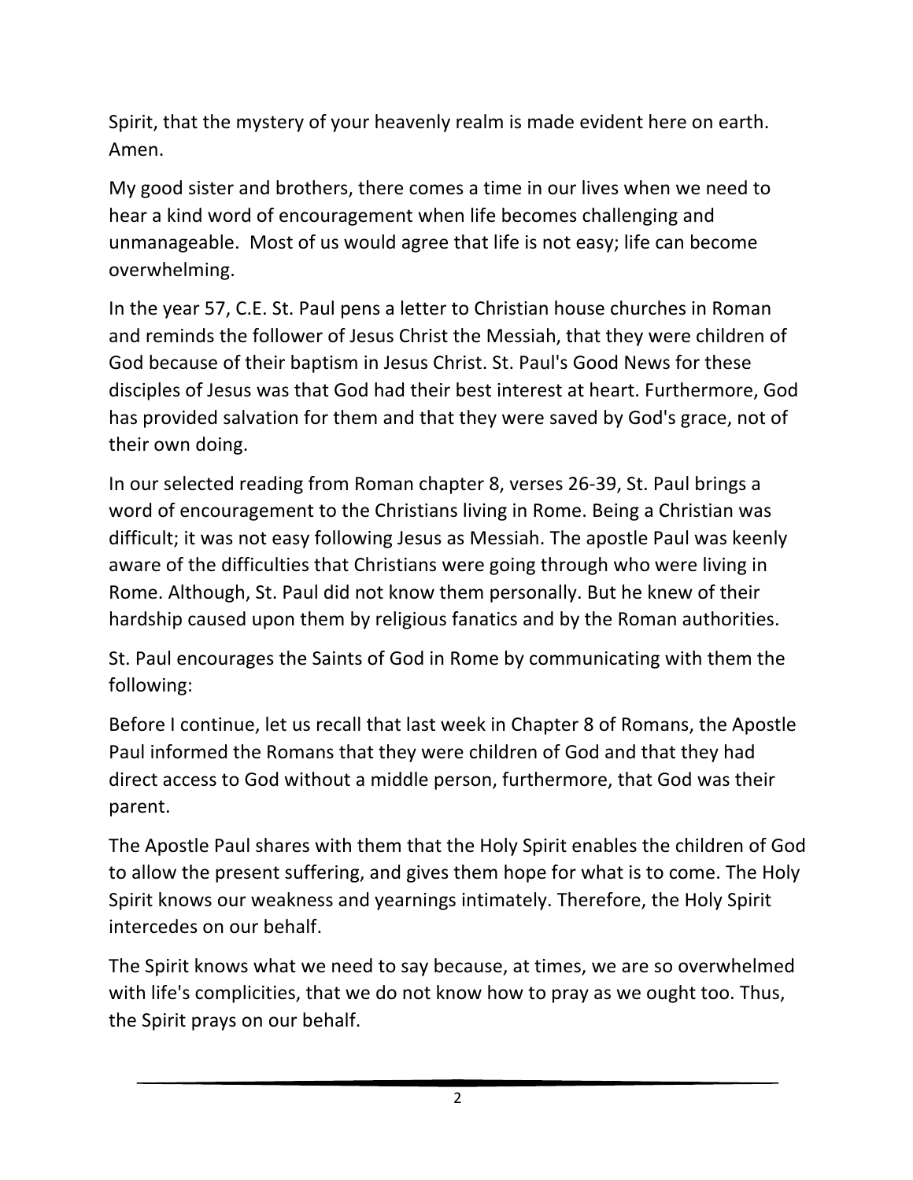Spirit, that the mystery of your heavenly realm is made evident here on earth. Amen.

My good sister and brothers, there comes a time in our lives when we need to hear a kind word of encouragement when life becomes challenging and unmanageable. Most of us would agree that life is not easy; life can become overwhelming.

In the year 57, C.E. St. Paul pens a letter to Christian house churches in Roman and reminds the follower of Jesus Christ the Messiah, that they were children of God because of their baptism in Jesus Christ. St. Paul's Good News for these disciples of Jesus was that God had their best interest at heart. Furthermore, God has provided salvation for them and that they were saved by God's grace, not of their own doing.

In our selected reading from Roman chapter 8, verses 26-39, St. Paul brings a word of encouragement to the Christians living in Rome. Being a Christian was difficult; it was not easy following Jesus as Messiah. The apostle Paul was keenly aware of the difficulties that Christians were going through who were living in Rome. Although, St. Paul did not know them personally. But he knew of their hardship caused upon them by religious fanatics and by the Roman authorities.

St. Paul encourages the Saints of God in Rome by communicating with them the following:

Before I continue, let us recall that last week in Chapter 8 of Romans, the Apostle Paul informed the Romans that they were children of God and that they had direct access to God without a middle person, furthermore, that God was their parent.

The Apostle Paul shares with them that the Holy Spirit enables the children of God to allow the present suffering, and gives them hope for what is to come. The Holy Spirit knows our weakness and yearnings intimately. Therefore, the Holy Spirit intercedes on our behalf.

The Spirit knows what we need to say because, at times, we are so overwhelmed with life's complicities, that we do not know how to pray as we ought too. Thus, the Spirit prays on our behalf.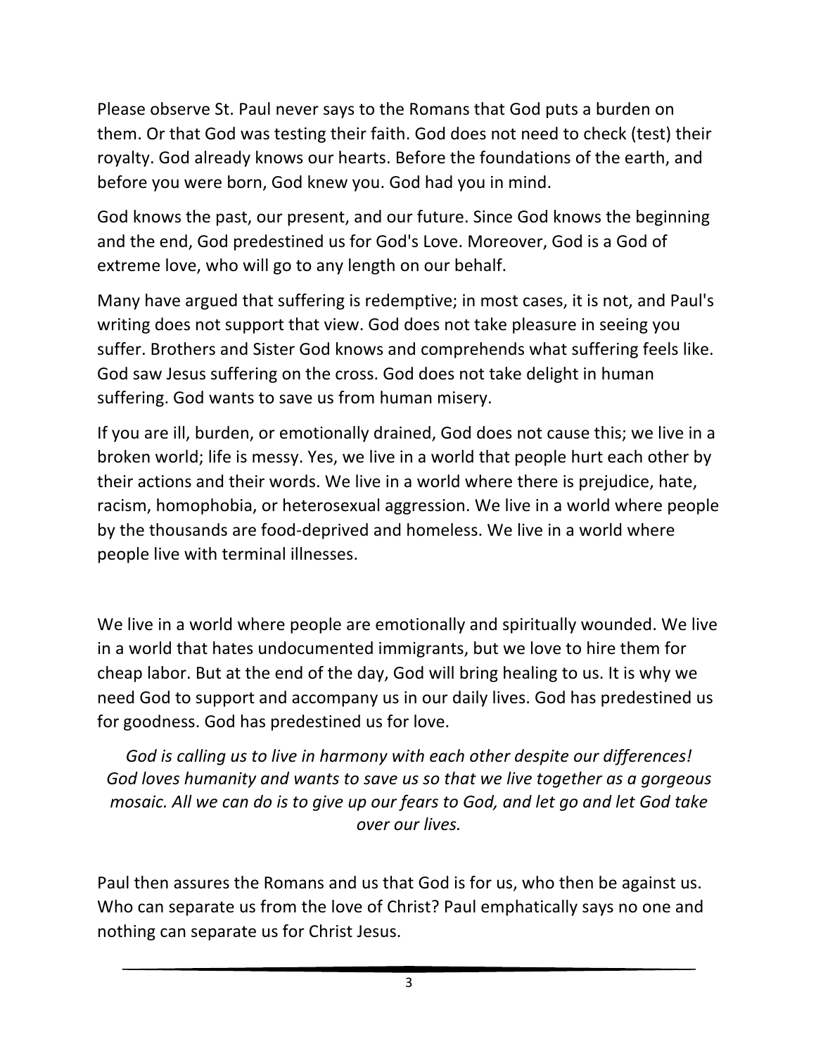Please observe St. Paul never says to the Romans that God puts a burden on them. Or that God was testing their faith. God does not need to check (test) their royalty. God already knows our hearts. Before the foundations of the earth, and before you were born, God knew you. God had you in mind.

God knows the past, our present, and our future. Since God knows the beginning and the end, God predestined us for God's Love. Moreover, God is a God of extreme love, who will go to any length on our behalf.

Many have argued that suffering is redemptive; in most cases, it is not, and Paul's writing does not support that view. God does not take pleasure in seeing you suffer. Brothers and Sister God knows and comprehends what suffering feels like. God saw Jesus suffering on the cross. God does not take delight in human suffering. God wants to save us from human misery.

If you are ill, burden, or emotionally drained, God does not cause this; we live in a broken world; life is messy. Yes, we live in a world that people hurt each other by their actions and their words. We live in a world where there is prejudice, hate, racism, homophobia, or heterosexual aggression. We live in a world where people by the thousands are food-deprived and homeless. We live in a world where people live with terminal illnesses.

We live in a world where people are emotionally and spiritually wounded. We live in a world that hates undocumented immigrants, but we love to hire them for cheap labor. But at the end of the day, God will bring healing to us. It is why we need God to support and accompany us in our daily lives. God has predestined us for goodness. God has predestined us for love.

*God is calling us to live in harmony with each other despite our differences! God loves humanity and wants to save us so that we live together as a gorgeous mosaic. All we can do is to give up our fears to God, and let go and let God take over our lives.*

Paul then assures the Romans and us that God is for us, who then be against us. Who can separate us from the love of Christ? Paul emphatically says no one and nothing can separate us for Christ Jesus.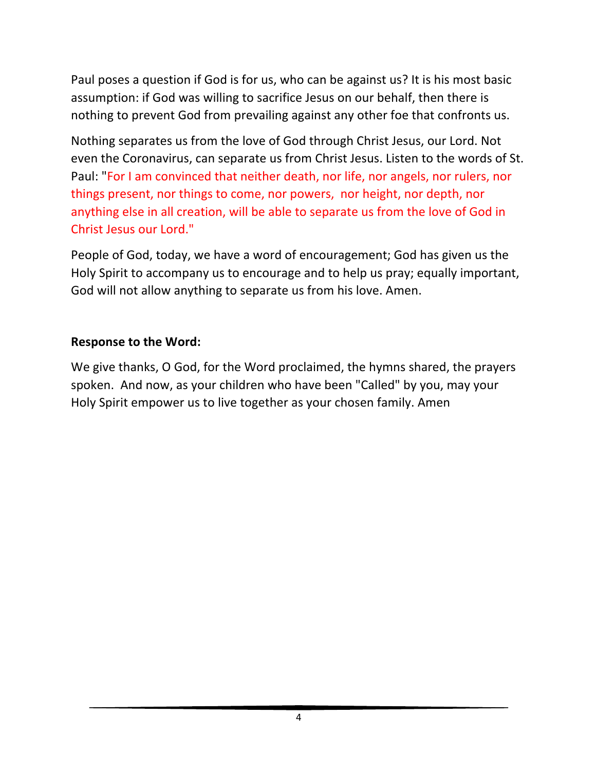Paul poses a question if God is for us, who can be against us? It is his most basic assumption: if God was willing to sacrifice Jesus on our behalf, then there is nothing to prevent God from prevailing against any other foe that confronts us.

Nothing separates us from the love of God through Christ Jesus, our Lord. Not even the Coronavirus, can separate us from Christ Jesus. Listen to the words of St. Paul: "For I am convinced that neither death, nor life, nor angels, nor rulers, nor things present, nor things to come, nor powers,  nor height, nor depth, nor anything else in all creation, will be able to separate us from the love of God in Christ Jesus our Lord."

People of God, today, we have a word of encouragement; God has given us the Holy Spirit to accompany us to encourage and to help us pray; equally important, God will not allow anything to separate us from his love. Amen.

**Response to the Word:**

We give thanks, O God, for the Word proclaimed, the hymns shared, the prayers spoken.  And now, as your children who have been "Called" by you, may your Holy Spirit empower us to live together as your chosen family. Amen